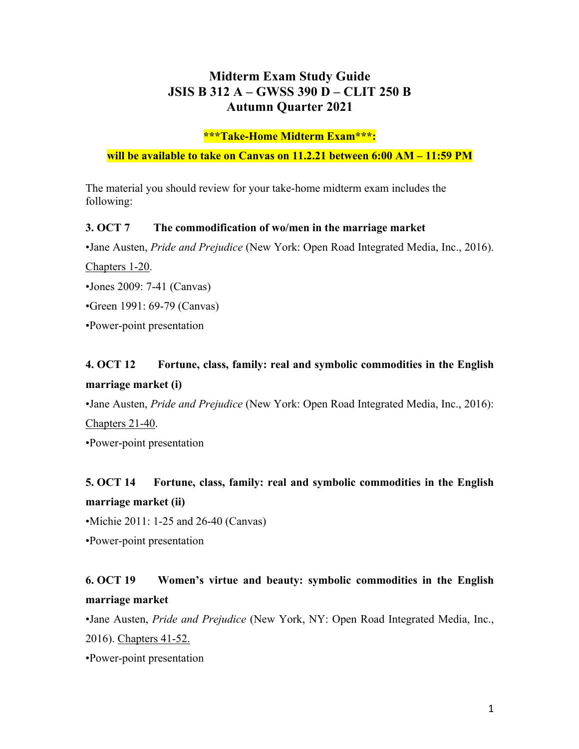# Midterm Exam Study Guide
# JSIS B 312 A – GWSS 390 D – CLIT 250 B
# Autumn Quarter 2021

**\*\*\*Take-Home Midterm Exam\*\*\*:**

**will be available to take on Canvas on 11.2.21 between 6:00 AM – 11:59 PM**

The material you should review for your take-home midterm exam includes the following:

**3. OCT 7 The commodification of wo/men in the marriage market**

•Jane Austen, *Pride and Prejudice* (New York: Open Road Integrated Media, Inc., 2016). Chapters 1-20.

•Jones 2009: 7-41 (Canvas)

•Green 1991: 69-79 (Canvas)

•Power-point presentation

**4. OCT 12 Fortune, class, family: real and symbolic commodities in the English marriage market (i)**

•Jane Austen, *Pride and Prejudice* (New York: Open Road Integrated Media, Inc., 2016): Chapters 21-40.

•Power-point presentation

**5. OCT 14 Fortune, class, family: real and symbolic commodities in the English marriage market (ii)**

•Michie 2011: 1-25 and 26-40 (Canvas)

•Power-point presentation

**6. OCT 19 Women's virtue and beauty: symbolic commodities in the English marriage market**

•Jane Austen, *Pride and Prejudice* (New York, NY: Open Road Integrated Media, Inc., 2016). Chapters 41-52.

•Power-point presentation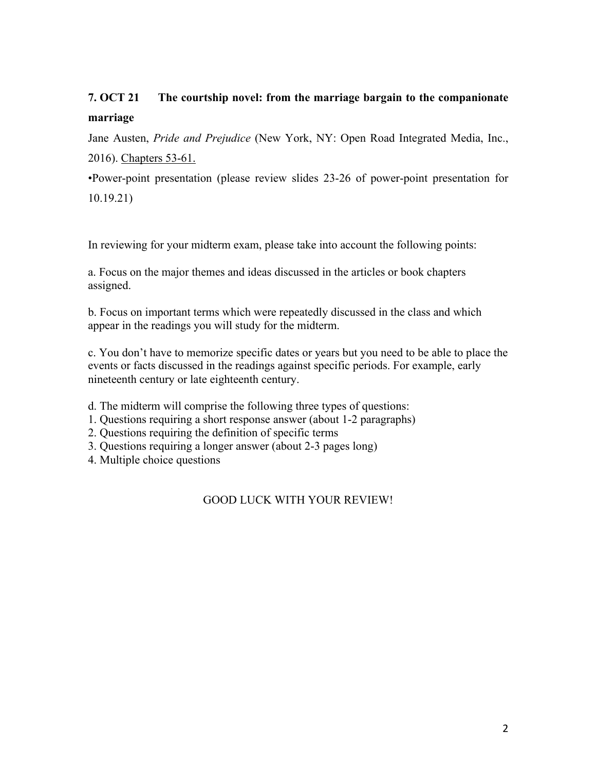**7. OCT 21 The courtship novel: from the marriage bargain to the companionate marriage**

Jane Austen, *Pride and Prejudice* (New York, NY: Open Road Integrated Media, Inc., 2016). Chapters 53-61.

•Power-point presentation (please review slides 23-26 of power-point presentation for 10.19.21)

In reviewing for your midterm exam, please take into account the following points:

a. Focus on the major themes and ideas discussed in the articles or book chapters assigned.

b. Focus on important terms which were repeatedly discussed in the class and which appear in the readings you will study for the midterm.

c. You don't have to memorize specific dates or years but you need to be able to place the events or facts discussed in the readings against specific periods. For example, early nineteenth century or late eighteenth century.

d. The midterm will comprise the following three types of questions:
1. Questions requiring a short response answer (about 1-2 paragraphs)
2. Questions requiring the definition of specific terms
3. Questions requiring a longer answer (about 2-3 pages long)
4. Multiple choice questions

GOOD LUCK WITH YOUR REVIEW!